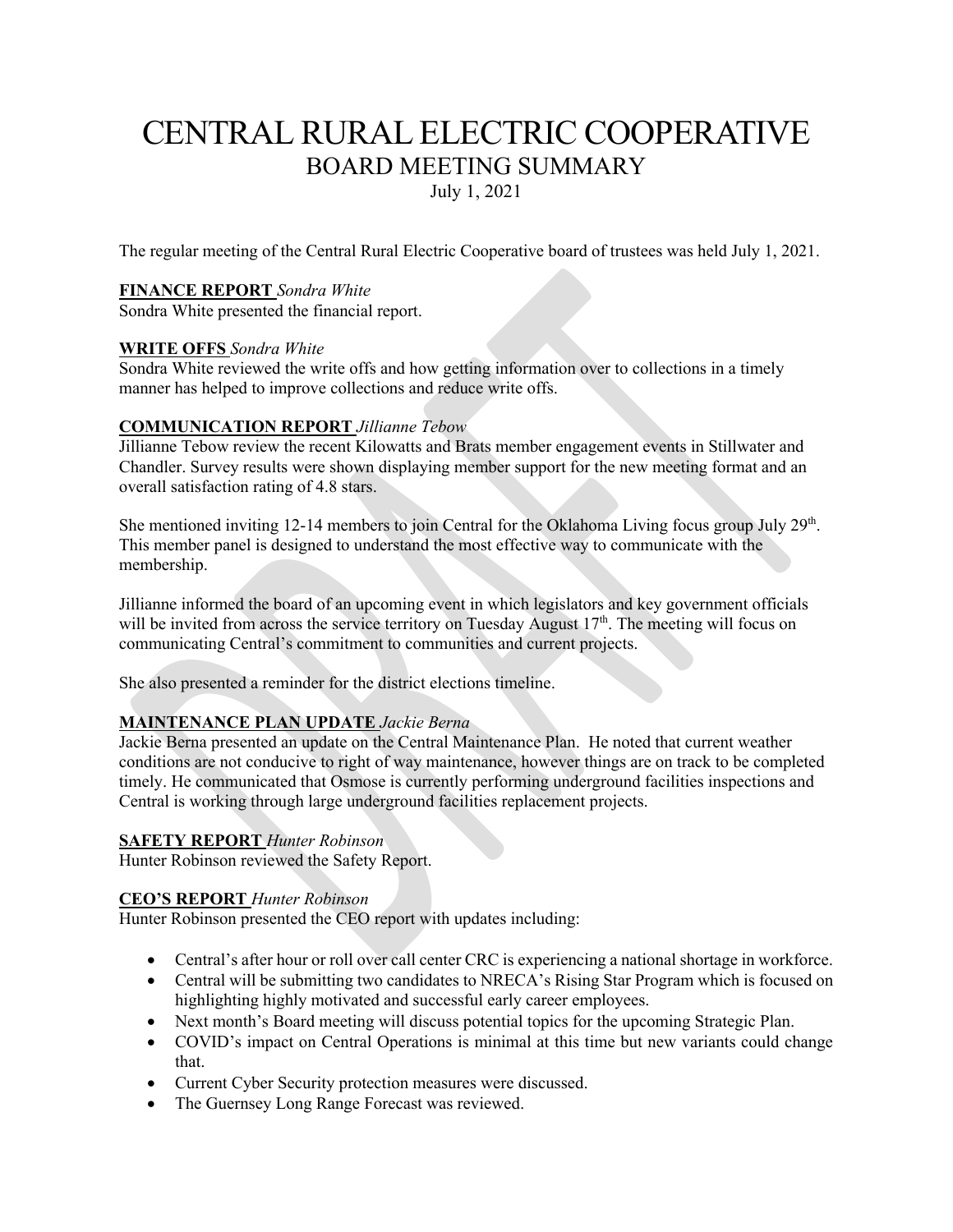# CENTRAL RURAL ELECTRIC COOPERATIVE

## BOARD MEETING SUMMARY

July 1, 2021

The regular meeting of the Central Rural Electric Cooperative board of trustees was held July 1, 2021.

**FINANCE REPORT** *Sondra White*
Sondra White presented the financial report.

**WRITE OFFS** *Sondra White*
Sondra White reviewed the write offs and how getting information over to collections in a timely manner has helped to improve collections and reduce write offs.

**COMMUNICATION REPORT** *Jillianne Tebow*
Jillianne Tebow review the recent Kilowatts and Brats member engagement events in Stillwater and Chandler. Survey results were shown displaying member support for the new meeting format and an overall satisfaction rating of 4.8 stars.

She mentioned inviting 12-14 members to join Central for the Oklahoma Living focus group July 29th. This member panel is designed to understand the most effective way to communicate with the membership.

Jillianne informed the board of an upcoming event in which legislators and key government officials will be invited from across the service territory on Tuesday August 17th. The meeting will focus on communicating Central's commitment to communities and current projects.

She also presented a reminder for the district elections timeline.

**MAINTENANCE PLAN UPDATE** *Jackie Berna*
Jackie Berna presented an update on the Central Maintenance Plan. He noted that current weather conditions are not conducive to right of way maintenance, however things are on track to be completed timely. He communicated that Osmose is currently performing underground facilities inspections and Central is working through large underground facilities replacement projects.

**SAFETY REPORT** *Hunter Robinson*
Hunter Robinson reviewed the Safety Report.

**CEO'S REPORT** *Hunter Robinson*
Hunter Robinson presented the CEO report with updates including:

- Central's after hour or roll over call center CRC is experiencing a national shortage in workforce.
- Central will be submitting two candidates to NRECA's Rising Star Program which is focused on highlighting highly motivated and successful early career employees.
- Next month's Board meeting will discuss potential topics for the upcoming Strategic Plan.
- COVID's impact on Central Operations is minimal at this time but new variants could change that.
- Current Cyber Security protection measures were discussed.
- The Guernsey Long Range Forecast was reviewed.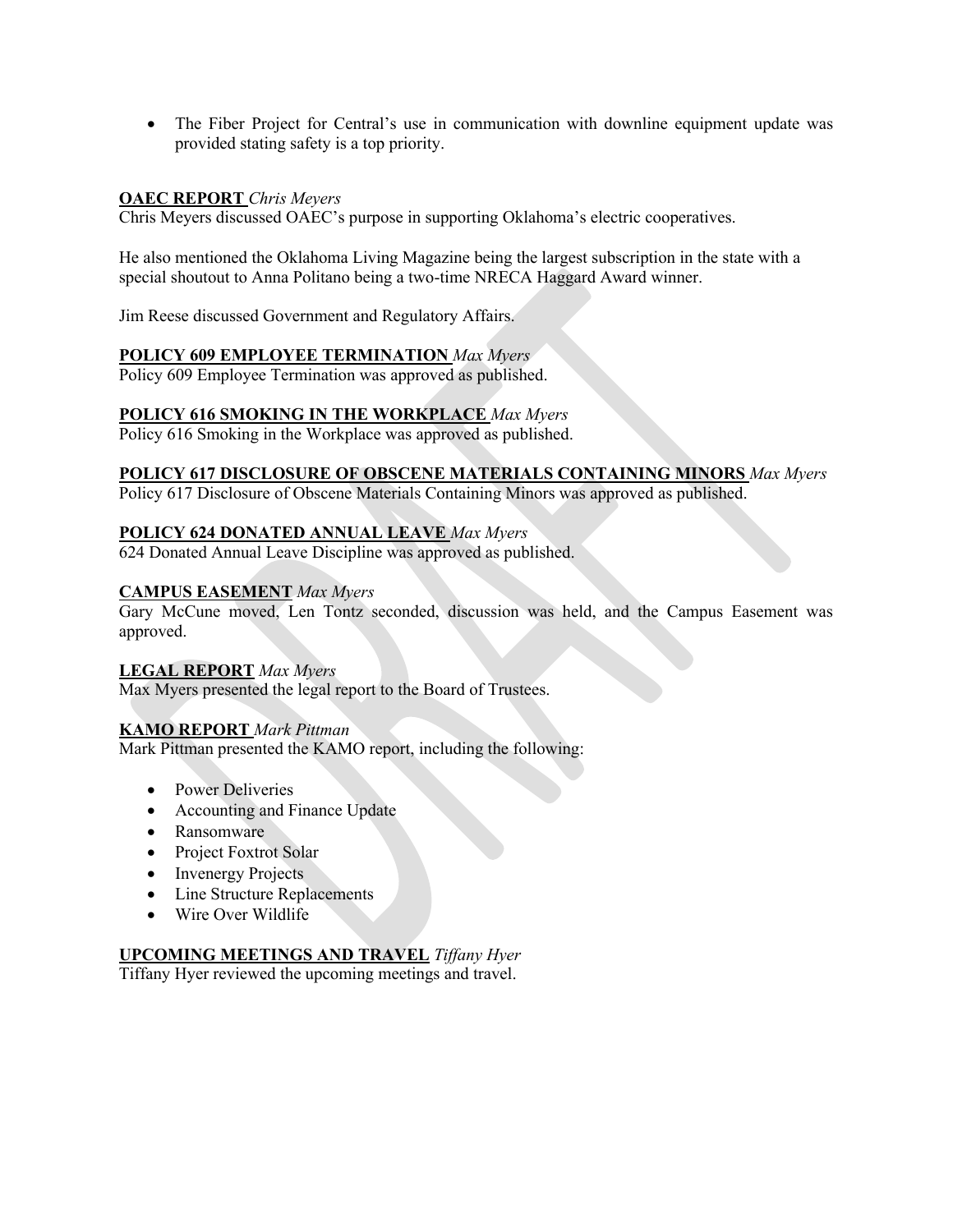- The Fiber Project for Central's use in communication with downline equipment update was provided stating safety is a top priority.

**OAEC REPORT** *Chris Meyers*

Chris Meyers discussed OAEC's purpose in supporting Oklahoma's electric cooperatives.

He also mentioned the Oklahoma Living Magazine being the largest subscription in the state with a special shoutout to Anna Politano being a two-time NRECA Haggard Award winner.

Jim Reese discussed Government and Regulatory Affairs.

**POLICY 609 EMPLOYEE TERMINATION** *Max Myers*

Policy 609 Employee Termination was approved as published.

**POLICY 616 SMOKING IN THE WORKPLACE** *Max Myers*

Policy 616 Smoking in the Workplace was approved as published.

**POLICY 617 DISCLOSURE OF OBSCENE MATERIALS CONTAINING MINORS** *Max Myers*

Policy 617 Disclosure of Obscene Materials Containing Minors was approved as published.

**POLICY 624 DONATED ANNUAL LEAVE** *Max Myers*

624 Donated Annual Leave Discipline was approved as published.

**CAMPUS EASEMENT** *Max Myers*

Gary McCune moved, Len Tontz seconded, discussion was held, and the Campus Easement was approved.

**LEGAL REPORT** *Max Myers*

Max Myers presented the legal report to the Board of Trustees.

**KAMO REPORT** *Mark Pittman*

Mark Pittman presented the KAMO report, including the following:

- Power Deliveries
- Accounting and Finance Update
- Ransomware
- Project Foxtrot Solar
- Invenergy Projects
- Line Structure Replacements
- Wire Over Wildlife

**UPCOMING MEETINGS AND TRAVEL** *Tiffany Hyer*

Tiffany Hyer reviewed the upcoming meetings and travel.